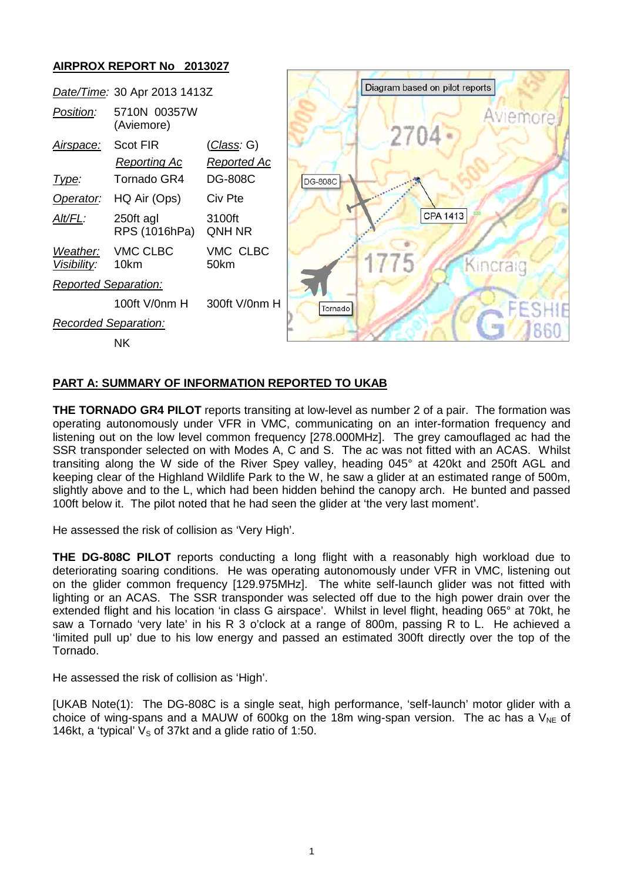## AIRPROX REPORT No 2013027

| | | |
|---|---|---|
| *Date/Time:* | 30 Apr 2013 1413Z | |
| *Position:* | 5710N 00357W (Aviemore) | |
| *Airspace:* | Scot FIR | (*Class:* G) |
| | *Reporting Ac* | *Reported Ac* |
| *Type:* | Tornado GR4 | DG-808C |
| *Operator:* | HQ Air (Ops) | Civ Pte |
| *Alt/FL:* | 250ft agl RPS (1016hPa) | 3100ft QNH NR |
| *Weather:* | VMC CLBC | VMC CLBC |
| *Visibility:* | 10km | 50km |
| *Reported Separation:* | | |
| | 100ft V/0nm H | 300ft V/0nm H |
| *Recorded Separation:* | | |
| | NK | |

Diagram based on pilot reports

## PART A: SUMMARY OF INFORMATION REPORTED TO UKAB

**THE TORNADO GR4 PILOT** reports transiting at low-level as number 2 of a pair. The formation was operating autonomously under VFR in VMC, communicating on an inter-formation frequency and listening out on the low level common frequency [278.000MHz]. The grey camouflaged ac had the SSR transponder selected on with Modes A, C and S. The ac was not fitted with an ACAS. Whilst transiting along the W side of the River Spey valley, heading 045° at 420kt and 250ft AGL and keeping clear of the Highland Wildlife Park to the W, he saw a glider at an estimated range of 500m, slightly above and to the L, which had been hidden behind the canopy arch. He bunted and passed 100ft below it. The pilot noted that he had seen the glider at 'the very last moment'.

He assessed the risk of collision as 'Very High'.

**THE DG-808C PILOT** reports conducting a long flight with a reasonably high workload due to deteriorating soaring conditions. He was operating autonomously under VFR in VMC, listening out on the glider common frequency [129.975MHz]. The white self-launch glider was not fitted with lighting or an ACAS. The SSR transponder was selected off due to the high power drain over the extended flight and his location 'in class G airspace'. Whilst in level flight, heading 065° at 70kt, he saw a Tornado 'very late' in his R 3 o'clock at a range of 800m, passing R to L. He achieved a 'limited pull up' due to his low energy and passed an estimated 300ft directly over the top of the Tornado.

He assessed the risk of collision as 'High'.

[UKAB Note(1): The DG-808C is a single seat, high performance, 'self-launch' motor glider with a choice of wing-spans and a MAUW of 600kg on the 18m wing-span version. The ac has a $V_{NE}$ of 146kt, a 'typical' $V_S$ of 37kt and a glide ratio of 1:50.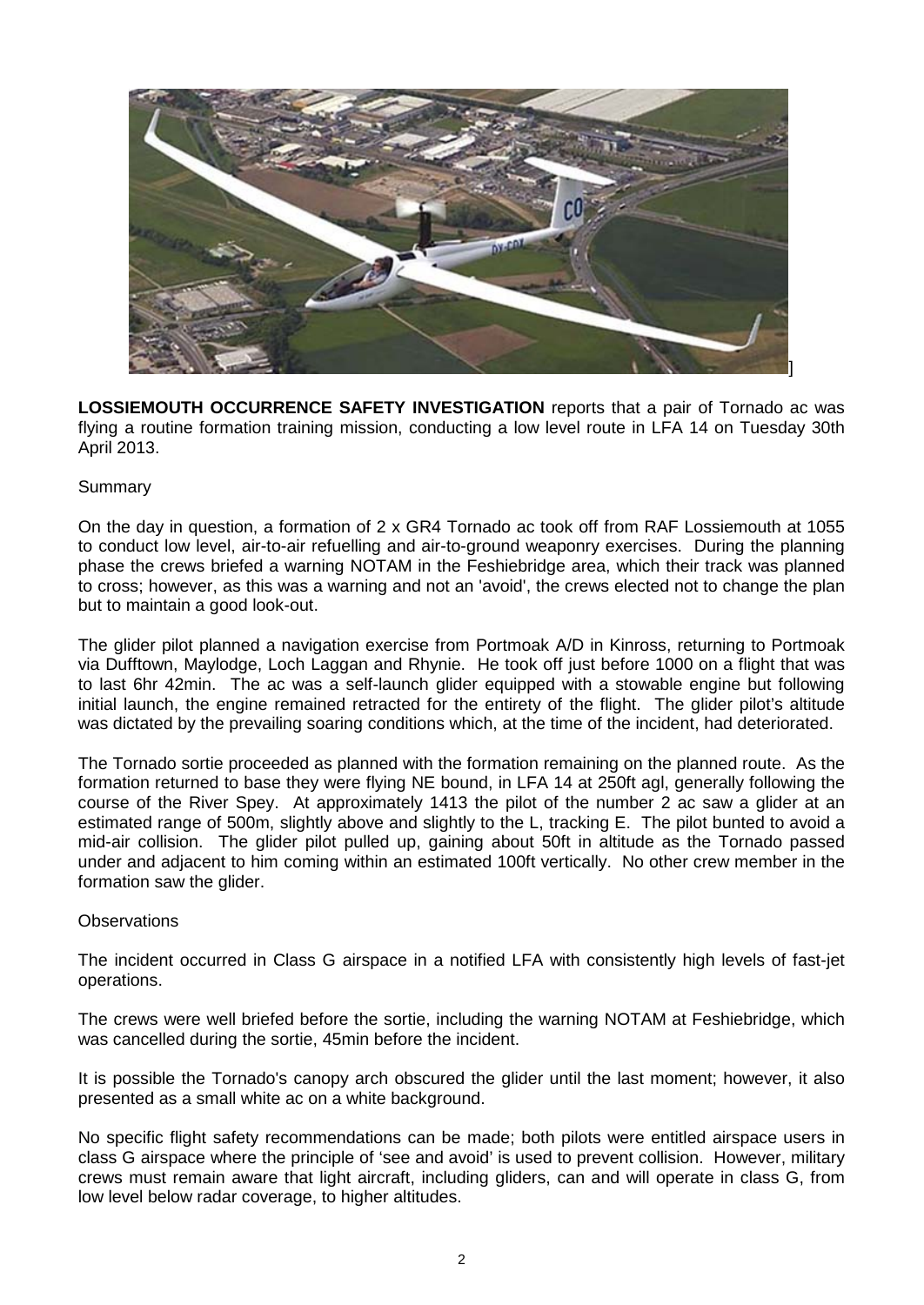**LOSSIEMOUTH OCCURRENCE SAFETY INVESTIGATION** reports that a pair of Tornado ac was flying a routine formation training mission, conducting a low level route in LFA 14 on Tuesday 30th April 2013.

Summary

On the day in question, a formation of 2 x GR4 Tornado ac took off from RAF Lossiemouth at 1055 to conduct low level, air-to-air refuelling and air-to-ground weaponry exercises. During the planning phase the crews briefed a warning NOTAM in the Feshiebridge area, which their track was planned to cross; however, as this was a warning and not an 'avoid', the crews elected not to change the plan but to maintain a good look-out.

The glider pilot planned a navigation exercise from Portmoak A/D in Kinross, returning to Portmoak via Dufftown, Maylodge, Loch Laggan and Rhynie. He took off just before 1000 on a flight that was to last 6hr 42min. The ac was a self-launch glider equipped with a stowable engine but following initial launch, the engine remained retracted for the entirety of the flight. The glider pilot's altitude was dictated by the prevailing soaring conditions which, at the time of the incident, had deteriorated.

The Tornado sortie proceeded as planned with the formation remaining on the planned route. As the formation returned to base they were flying NE bound, in LFA 14 at 250ft agl, generally following the course of the River Spey. At approximately 1413 the pilot of the number 2 ac saw a glider at an estimated range of 500m, slightly above and slightly to the L, tracking E. The pilot bunted to avoid a mid-air collision. The glider pilot pulled up, gaining about 50ft in altitude as the Tornado passed under and adjacent to him coming within an estimated 100ft vertically. No other crew member in the formation saw the glider.

Observations

The incident occurred in Class G airspace in a notified LFA with consistently high levels of fast-jet operations.

The crews were well briefed before the sortie, including the warning NOTAM at Feshiebridge, which was cancelled during the sortie, 45min before the incident.

It is possible the Tornado's canopy arch obscured the glider until the last moment; however, it also presented as a small white ac on a white background.

No specific flight safety recommendations can be made; both pilots were entitled airspace users in class G airspace where the principle of 'see and avoid' is used to prevent collision. However, military crews must remain aware that light aircraft, including gliders, can and will operate in class G, from low level below radar coverage, to higher altitudes.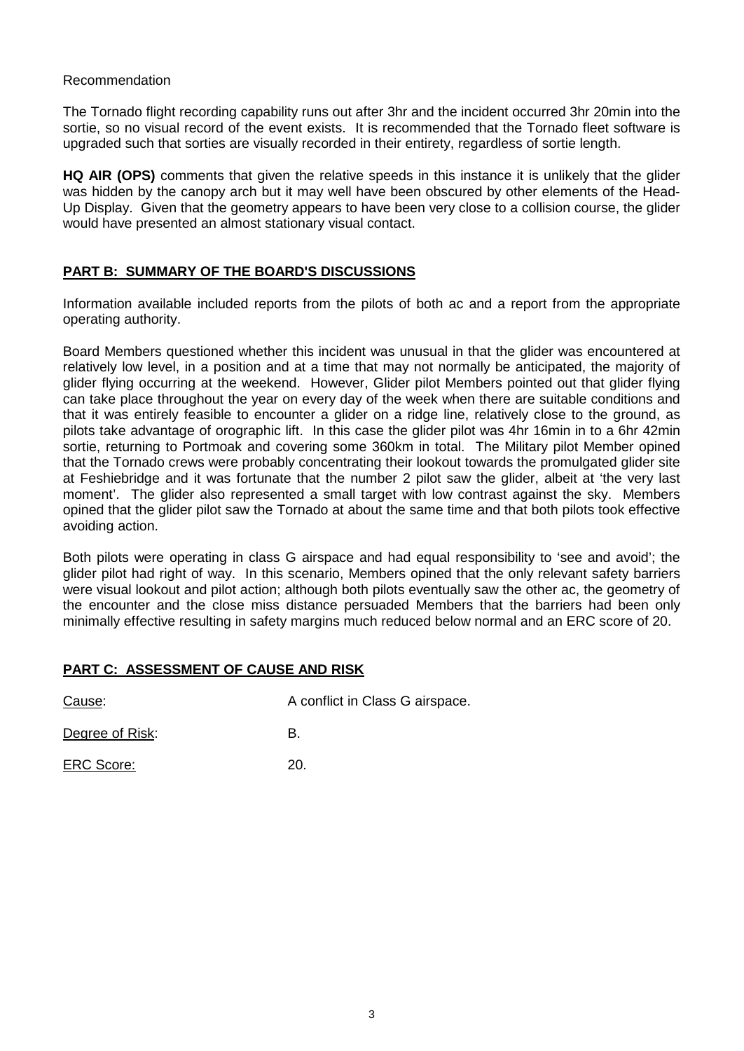Recommendation

The Tornado flight recording capability runs out after 3hr and the incident occurred 3hr 20min into the sortie, so no visual record of the event exists. It is recommended that the Tornado fleet software is upgraded such that sorties are visually recorded in their entirety, regardless of sortie length.

**HQ AIR (OPS)** comments that given the relative speeds in this instance it is unlikely that the glider was hidden by the canopy arch but it may well have been obscured by other elements of the Head-Up Display. Given that the geometry appears to have been very close to a collision course, the glider would have presented an almost stationary visual contact.

## PART B: SUMMARY OF THE BOARD'S DISCUSSIONS

Information available included reports from the pilots of both ac and a report from the appropriate operating authority.

Board Members questioned whether this incident was unusual in that the glider was encountered at relatively low level, in a position and at a time that may not normally be anticipated, the majority of glider flying occurring at the weekend. However, Glider pilot Members pointed out that glider flying can take place throughout the year on every day of the week when there are suitable conditions and that it was entirely feasible to encounter a glider on a ridge line, relatively close to the ground, as pilots take advantage of orographic lift. In this case the glider pilot was 4hr 16min in to a 6hr 42min sortie, returning to Portmoak and covering some 360km in total. The Military pilot Member opined that the Tornado crews were probably concentrating their lookout towards the promulgated glider site at Feshiebridge and it was fortunate that the number 2 pilot saw the glider, albeit at 'the very last moment'. The glider also represented a small target with low contrast against the sky. Members opined that the glider pilot saw the Tornado at about the same time and that both pilots took effective avoiding action.

Both pilots were operating in class G airspace and had equal responsibility to 'see and avoid'; the glider pilot had right of way. In this scenario, Members opined that the only relevant safety barriers were visual lookout and pilot action; although both pilots eventually saw the other ac, the geometry of the encounter and the close miss distance persuaded Members that the barriers had been only minimally effective resulting in safety margins much reduced below normal and an ERC score of 20.

## PART C: ASSESSMENT OF CAUSE AND RISK

Cause: A conflict in Class G airspace.

Degree of Risk: B.

ERC Score: 20.